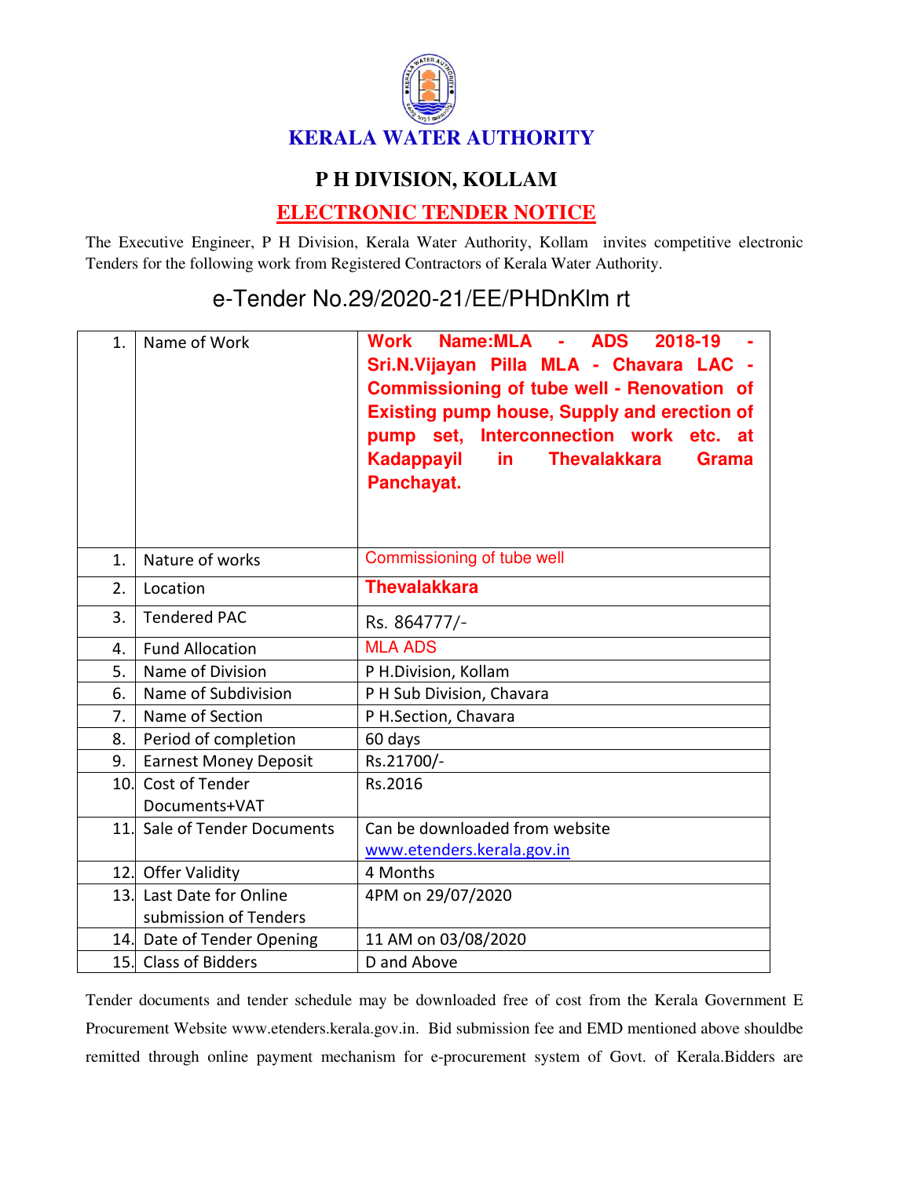# KERALA WATER AUTHORITY

## P H DIVISION, KOLLAM

## ELECTRONIC TENDER NOTICE

The Executive Engineer, P H Division, Kerala Water Authority, Kollam invites competitive electronic Tenders for the following work from Registered Contractors of Kerala Water Authority.

### e-Tender No.29/2020-21/EE/PHDnKlm rt

| | | |
|---|---|---|
| 1. | Name of Work | **Work Name:MLA - ADS 2018-19 - Sri.N.Vijayan Pilla MLA - Chavara LAC - Commissioning of tube well - Renovation of Existing pump house, Supply and erection of pump set, Interconnection work etc. at Kadappayil in Thevalakkara Grama Panchayat.** |
| 1. | Nature of works | Commissioning of tube well |
| 2. | Location | **Thevalakkara** |
| 3. | Tendered PAC | Rs. 864777/- |
| 4. | Fund Allocation | MLA ADS |
| 5. | Name of Division | P H.Division, Kollam |
| 6. | Name of Subdivision | P H Sub Division, Chavara |
| 7. | Name of Section | P H.Section, Chavara |
| 8. | Period of completion | 60 days |
| 9. | Earnest Money Deposit | Rs.21700/- |
| 10. | Cost of Tender Documents+VAT | Rs.2016 |
| 11. | Sale of Tender Documents | Can be downloaded from website www.etenders.kerala.gov.in |
| 12. | Offer Validity | 4 Months |
| 13. | Last Date for Online submission of Tenders | 4PM on 29/07/2020 |
| 14. | Date of Tender Opening | 11 AM on 03/08/2020 |
| 15. | Class of Bidders | D and Above |

Tender documents and tender schedule may be downloaded free of cost from the Kerala Government E Procurement Website www.etenders.kerala.gov.in. Bid submission fee and EMD mentioned above shouldbe remitted through online payment mechanism for e-procurement system of Govt. of Kerala.Bidders are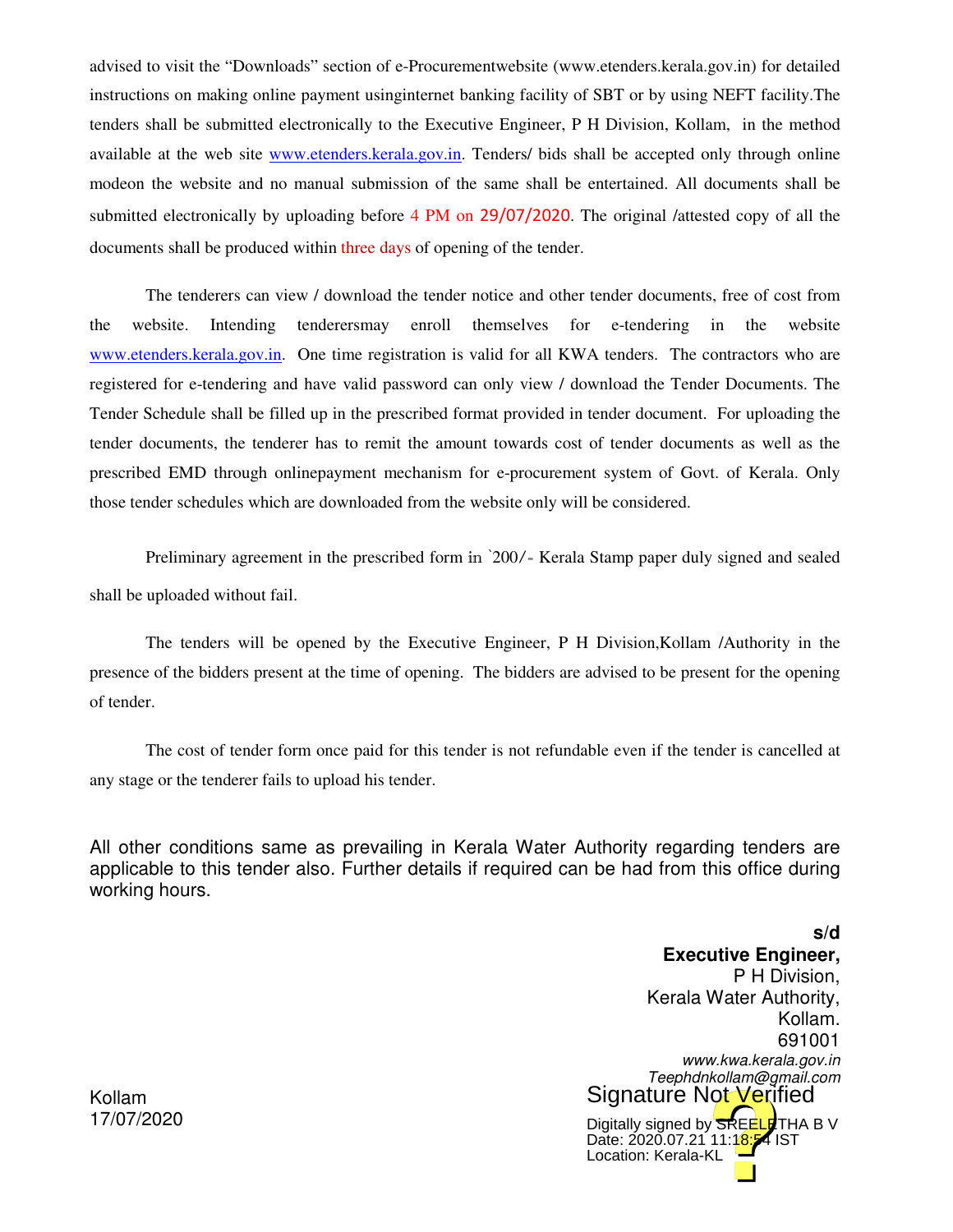advised to visit the "Downloads" section of e-Procurementwebsite (www.etenders.kerala.gov.in) for detailed instructions on making online payment usinginternet banking facility of SBT or by using NEFT facility.The tenders shall be submitted electronically to the Executive Engineer, P H Division, Kollam, in the method available at the web site www.etenders.kerala.gov.in. Tenders/ bids shall be accepted only through online modeon the website and no manual submission of the same shall be entertained. All documents shall be submitted electronically by uploading before 4 PM on 29/07/2020. The original /attested copy of all the documents shall be produced within three days of opening of the tender.

The tenderers can view / download the tender notice and other tender documents, free of cost from the website. Intending tenderersmay enroll themselves for e-tendering in the website www.etenders.kerala.gov.in. One time registration is valid for all KWA tenders. The contractors who are registered for e-tendering and have valid password can only view / download the Tender Documents. The Tender Schedule shall be filled up in the prescribed format provided in tender document. For uploading the tender documents, the tenderer has to remit the amount towards cost of tender documents as well as the prescribed EMD through onlinepayment mechanism for e-procurement system of Govt. of Kerala. Only those tender schedules which are downloaded from the website only will be considered.

Preliminary agreement in the prescribed form in `200/- Kerala Stamp paper duly signed and sealed shall be uploaded without fail.

The tenders will be opened by the Executive Engineer, P H Division,Kollam /Authority in the presence of the bidders present at the time of opening. The bidders are advised to be present for the opening of tender.

The cost of tender form once paid for this tender is not refundable even if the tender is cancelled at any stage or the tenderer fails to upload his tender.

All other conditions same as prevailing in Kerala Water Authority regarding tenders are applicable to this tender also. Further details if required can be had from this office during working hours.

**s/d**
**Executive Engineer,**
P H Division,
Kerala Water Authority,
Kollam.
691001
*www.kwa.kerala.gov.in*
*Teephdnkollam@gmail.com*

Kollam
17/07/2020

Signature Not Verified

Digitally signed by SREELETHA B V
Date: 2020.07.21 11:18:54 IST
Location: Kerala-KL